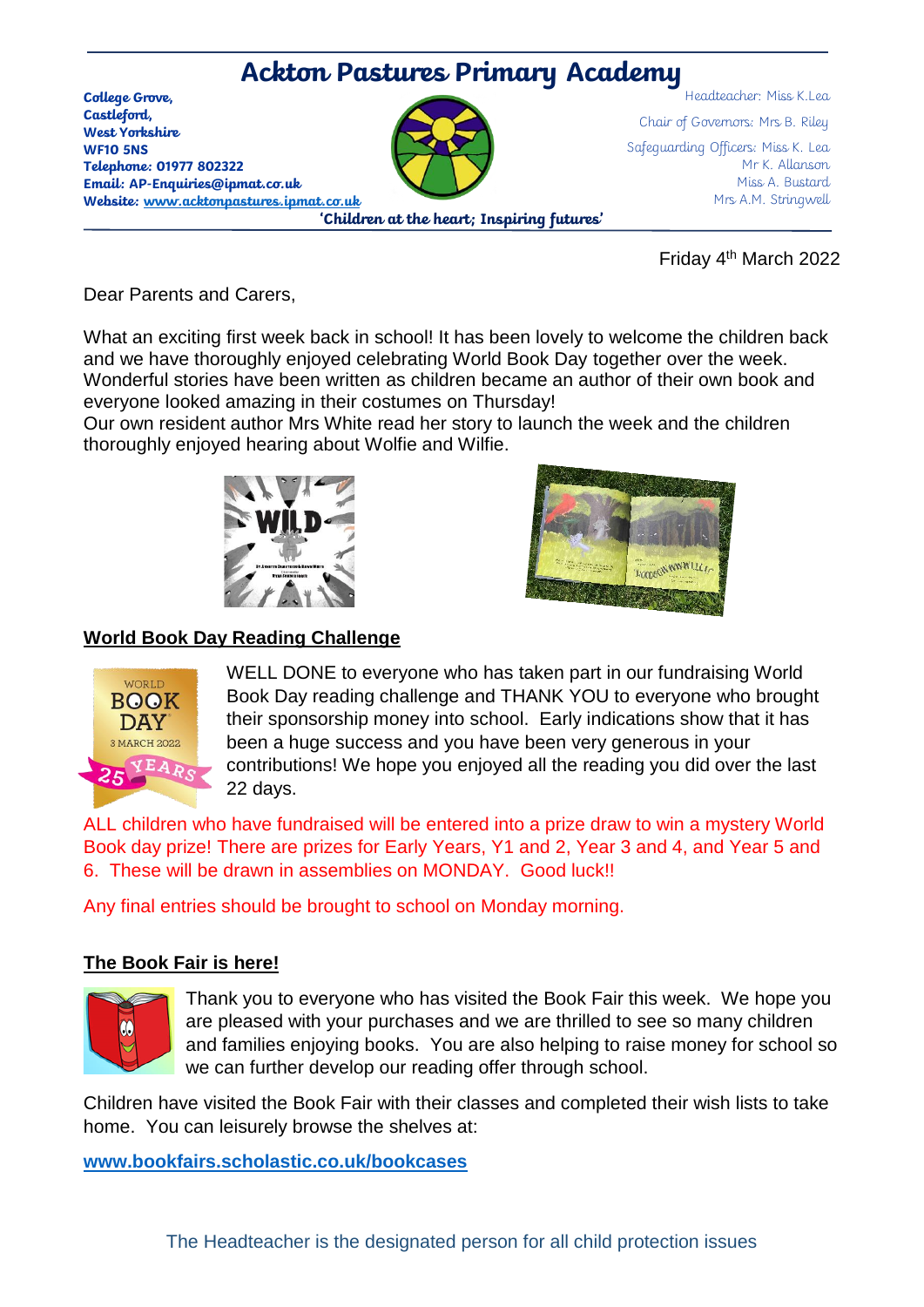# Ackton Pastures Primary Academy

**College Grove,**
**Castleford,**
**West Yorkshire**
**WF10 5NS**
**Telephone: 01977 802322**
**Email: AP-Enquiries@ipmat.co.uk**
**Website: www.acktonpastures.ipmat.co.uk**

Headteacher: Miss K.Lea
Chair of Governors: Mrs B. Riley
Safeguarding Officers: Miss K. Lea
Mr K. Allanson
Miss A. Bustard
Mrs A.M. Stringwell

**'Children at the heart; Inspiring futures'**

Friday 4th March 2022

Dear Parents and Carers,

What an exciting first week back in school! It has been lovely to welcome the children back and we have thoroughly enjoyed celebrating World Book Day together over the week. Wonderful stories have been written as children became an author of their own book and everyone looked amazing in their costumes on Thursday!
Our own resident author Mrs White read her story to launch the week and the children thoroughly enjoyed hearing about Wolfie and Wilfie.

## World Book Day Reading Challenge

WELL DONE to everyone who has taken part in our fundraising World Book Day reading challenge and THANK YOU to everyone who brought their sponsorship money into school. Early indications show that it has been a huge success and you have been very generous in your contributions! We hope you enjoyed all the reading you did over the last 22 days.

ALL children who have fundraised will be entered into a prize draw to win a mystery World Book day prize! There are prizes for Early Years, Y1 and 2, Year 3 and 4, and Year 5 and 6. These will be drawn in assemblies on MONDAY. Good luck!!

Any final entries should be brought to school on Monday morning.

## The Book Fair is here!

Thank you to everyone who has visited the Book Fair this week. We hope you are pleased with your purchases and we are thrilled to see so many children and families enjoying books. You are also helping to raise money for school so we can further develop our reading offer through school.

Children have visited the Book Fair with their classes and completed their wish lists to take home. You can leisurely browse the shelves at:

**www.bookfairs.scholastic.co.uk/bookcases**

The Headteacher is the designated person for all child protection issues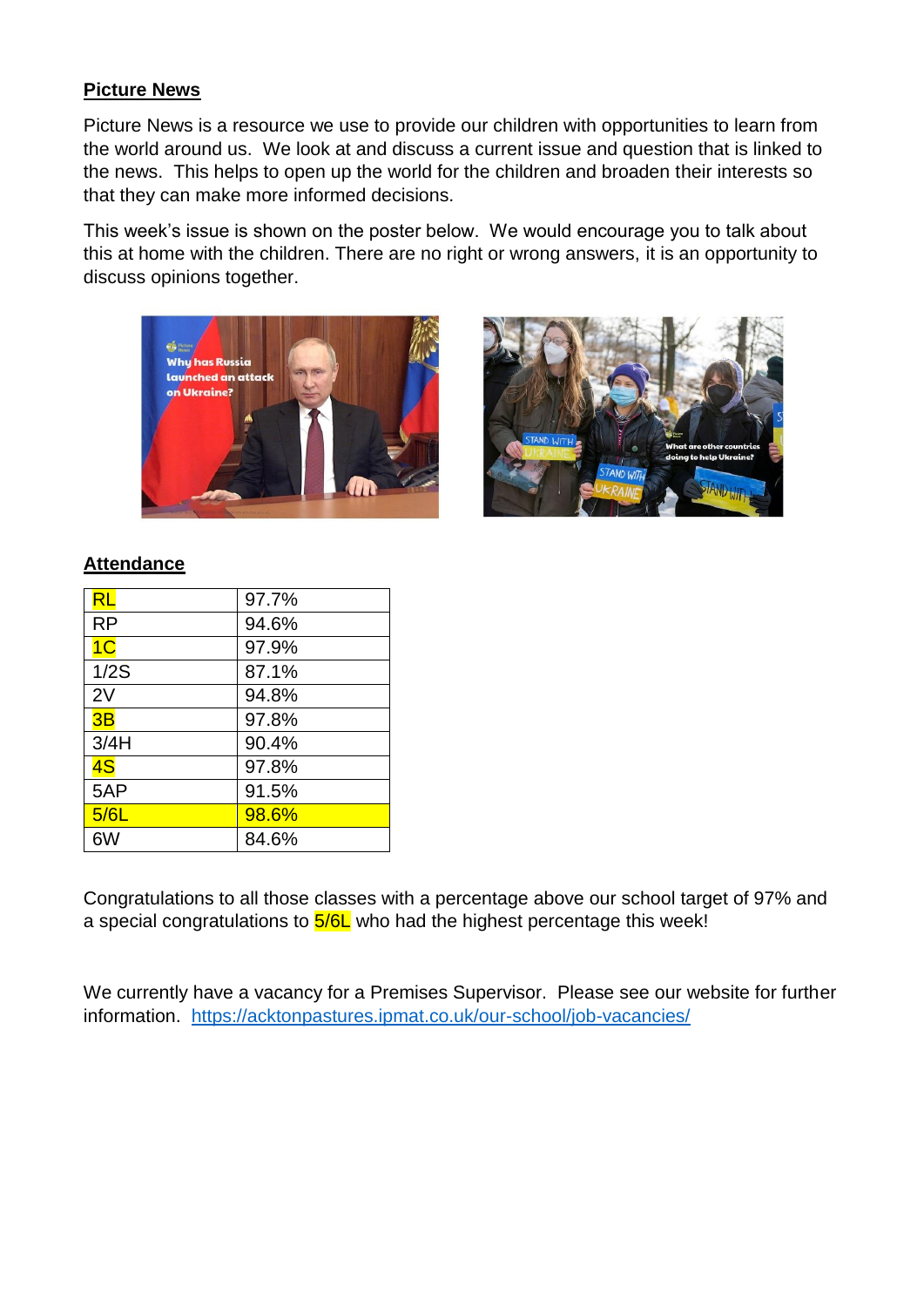## Picture News

Picture News is a resource we use to provide our children with opportunities to learn from the world around us. We look at and discuss a current issue and question that is linked to the news. This helps to open up the world for the children and broaden their interests so that they can make more informed decisions.

This week's issue is shown on the poster below. We would encourage you to talk about this at home with the children. There are no right or wrong answers, it is an opportunity to discuss opinions together.

## Attendance

| Class | Attendance |
|---|---|
| RL | 97.7% |
| RP | 94.6% |
| 1C | 97.9% |
| 1/2S | 87.1% |
| 2V | 94.8% |
| 3B | 97.8% |
| 3/4H | 90.4% |
| 4S | 97.8% |
| 5AP | 91.5% |
| 5/6L | 98.6% |
| 6W | 84.6% |

Congratulations to all those classes with a percentage above our school target of 97% and a special congratulations to 5/6L who had the highest percentage this week!

We currently have a vacancy for a Premises Supervisor. Please see our website for further information. https://acktonpastures.ipmat.co.uk/our-school/job-vacancies/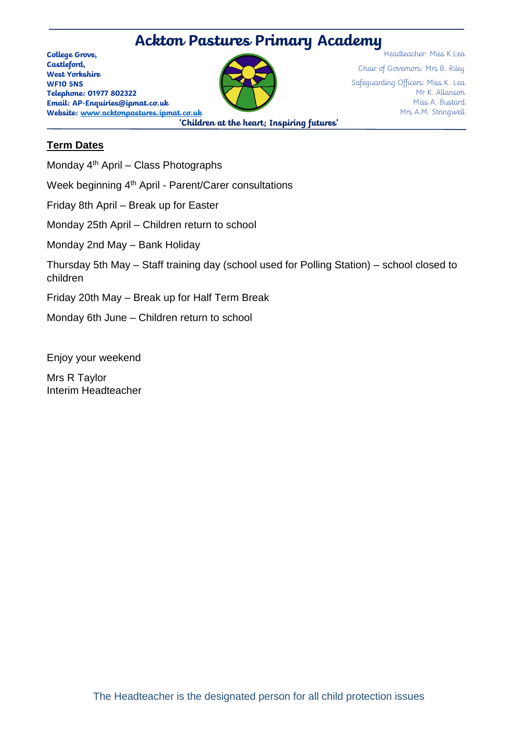# Ackton Pastures Primary Academy

College Grove,
Castleford,
West Yorkshire
WF10 5NS
Telephone: 01977 802322
Email: AP-Enquiries@ipmat.co.uk
Website: www.acktonpastures.ipmat.co.uk

Headteacher: Miss K.Lea

Chair of Governors: Mrs B. Riley

Safeguarding Officers: Miss K. Lea
Mr K. Allanson
Miss A. Bustard
Mrs A.M. Stringwell

**'Children at the heart; Inspiring futures'**

## Term Dates

Monday 4th April – Class Photographs

Week beginning 4th April - Parent/Carer consultations

Friday 8th April – Break up for Easter

Monday 25th April – Children return to school

Monday 2nd May – Bank Holiday

Thursday 5th May – Staff training day (school used for Polling Station) – school closed to children

Friday 20th May – Break up for Half Term Break

Monday 6th June – Children return to school

Enjoy your weekend

Mrs R Taylor
Interim Headteacher

The Headteacher is the designated person for all child protection issues